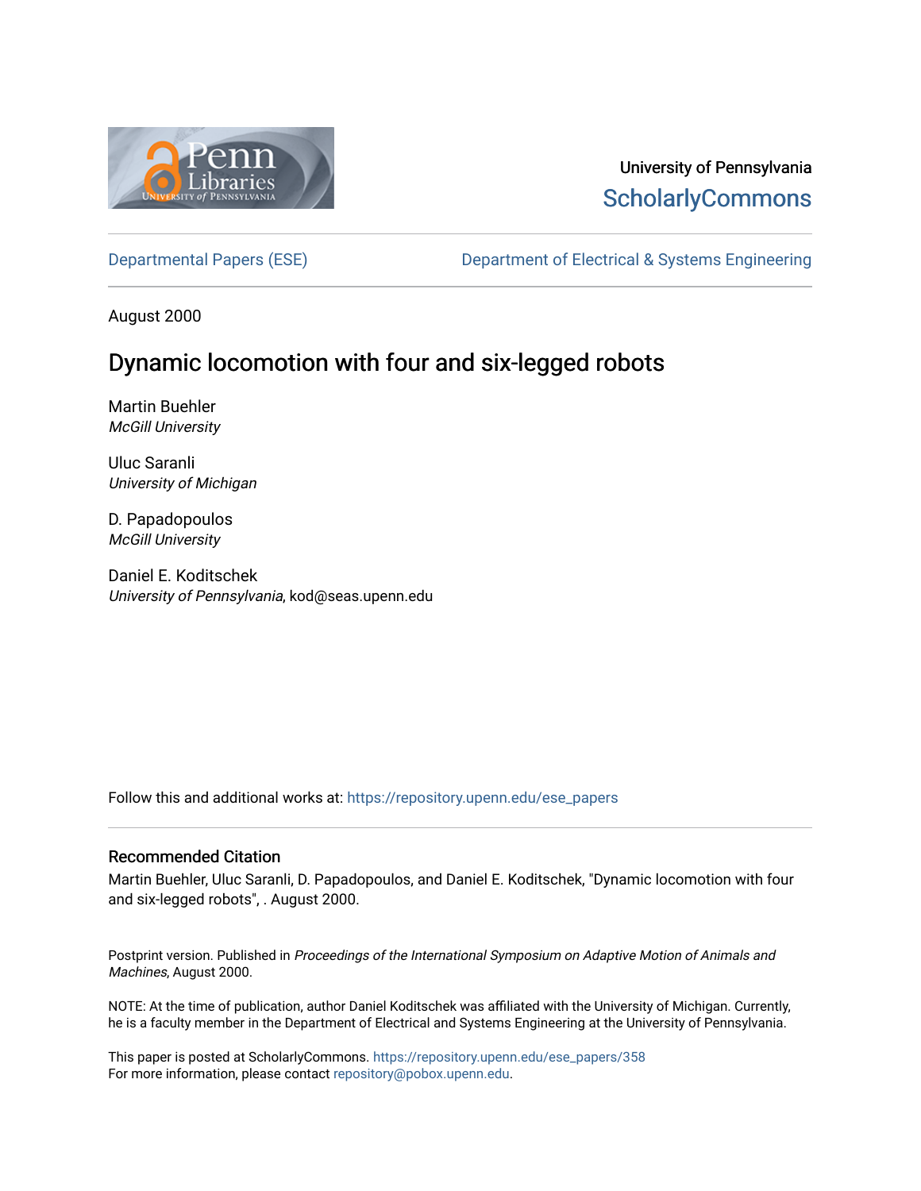University of Pennsylvania
ScholarlyCommons

Departmental Papers (ESE)

Department of Electrical & Systems Engineering

August 2000

# Dynamic locomotion with four and six-legged robots

Martin Buehler
*McGill University*

Uluc Saranli
*University of Michigan*

D. Papadopoulos
*McGill University*

Daniel E. Koditschek
*University of Pennsylvania*, kod@seas.upenn.edu

Follow this and additional works at: https://repository.upenn.edu/ese_papers

### Recommended Citation

Martin Buehler, Uluc Saranli, D. Papadopoulos, and Daniel E. Koditschek, "Dynamic locomotion with four and six-legged robots", . August 2000.

Postprint version. Published in *Proceedings of the International Symposium on Adaptive Motion of Animals and Machines*, August 2000.

NOTE: At the time of publication, author Daniel Koditschek was affiliated with the University of Michigan. Currently, he is a faculty member in the Department of Electrical and Systems Engineering at the University of Pennsylvania.

This paper is posted at ScholarlyCommons. https://repository.upenn.edu/ese_papers/358
For more information, please contact repository@pobox.upenn.edu.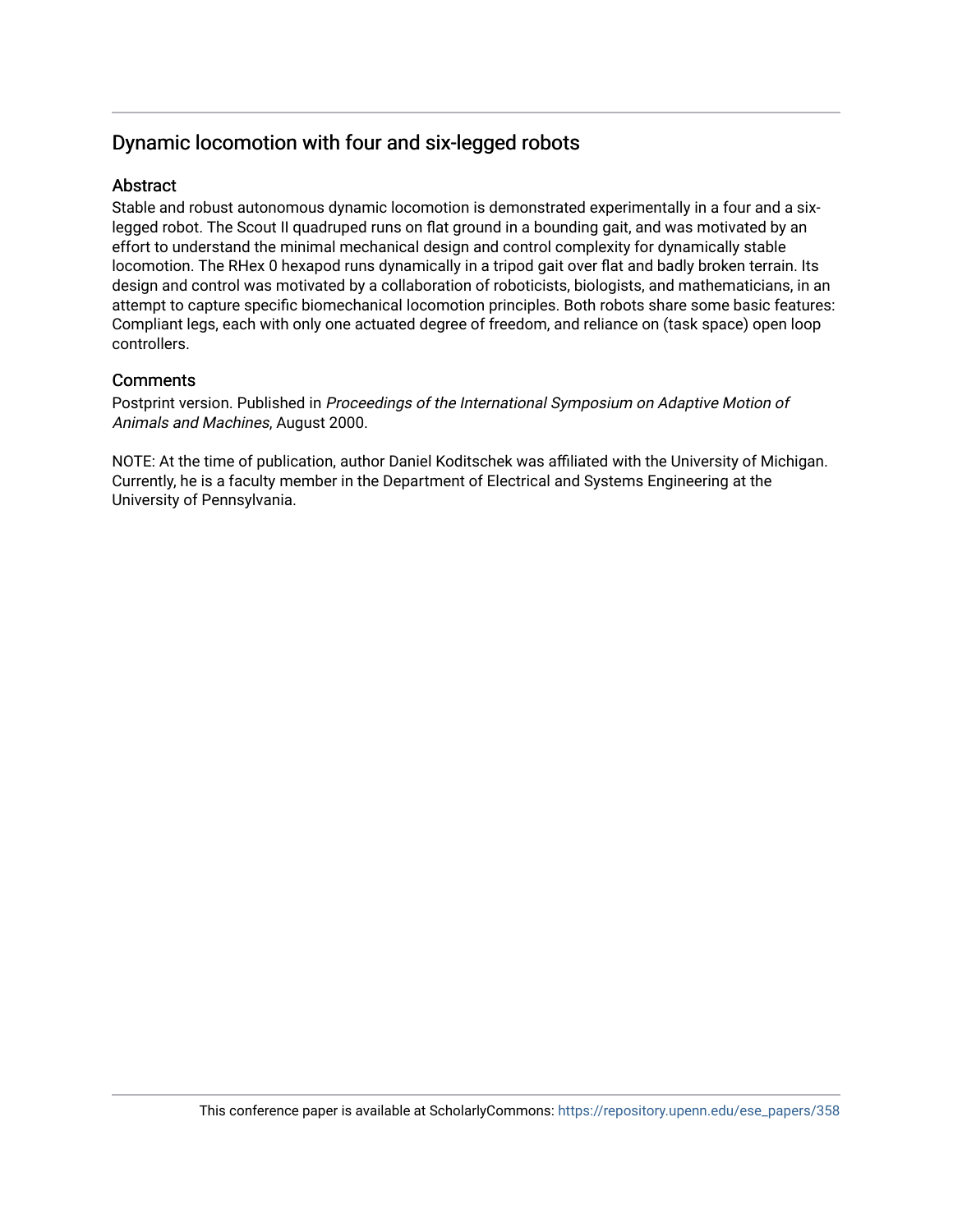# Dynamic locomotion with four and six-legged robots

## Abstract

Stable and robust autonomous dynamic locomotion is demonstrated experimentally in a four and a six-legged robot. The Scout II quadruped runs on flat ground in a bounding gait, and was motivated by an effort to understand the minimal mechanical design and control complexity for dynamically stable locomotion. The RHex 0 hexapod runs dynamically in a tripod gait over flat and badly broken terrain. Its design and control was motivated by a collaboration of roboticists, biologists, and mathematicians, in an attempt to capture specific biomechanical locomotion principles. Both robots share some basic features: Compliant legs, each with only one actuated degree of freedom, and reliance on (task space) open loop controllers.

## Comments

Postprint version. Published in *Proceedings of the International Symposium on Adaptive Motion of Animals and Machines*, August 2000.

NOTE: At the time of publication, author Daniel Koditschek was affiliated with the University of Michigan. Currently, he is a faculty member in the Department of Electrical and Systems Engineering at the University of Pennsylvania.

This conference paper is available at ScholarlyCommons: https://repository.upenn.edu/ese_papers/358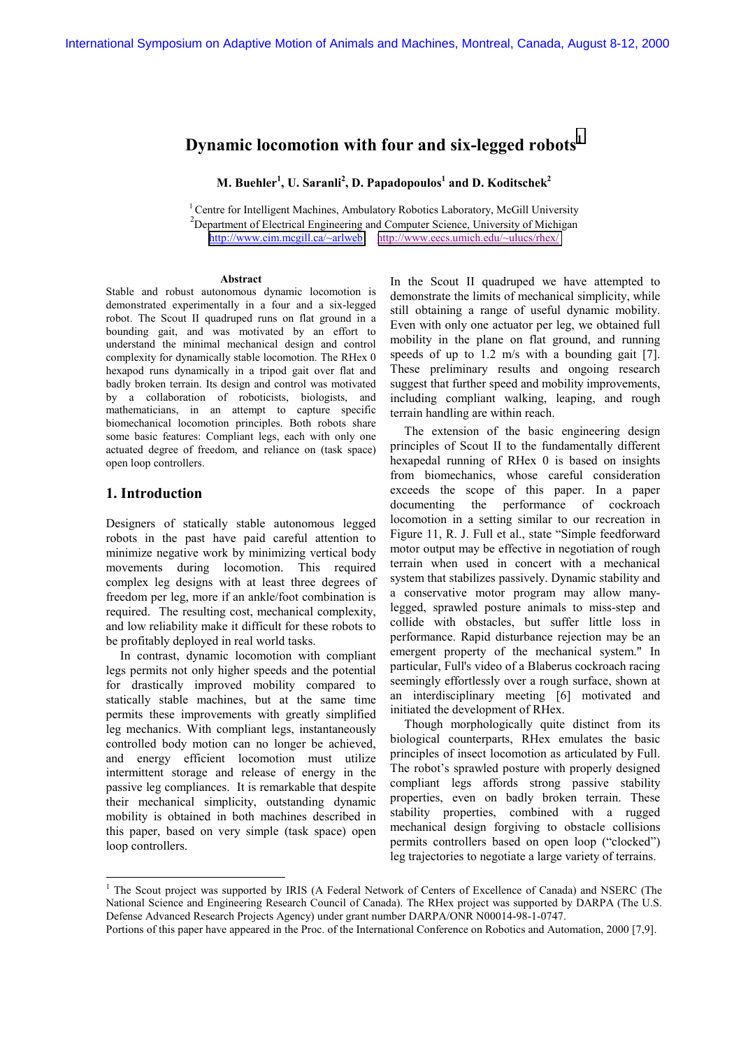# Dynamic locomotion with four and six-legged robots[1]

**M. Buehler[1], U. Saranli[2], D. Papadopoulos[1] and D. Koditschek[2]**

[1] Centre for Intelligent Machines, Ambulatory Robotics Laboratory, McGill University
[2] Department of Electrical Engineering and Computer Science, University of Michigan
http://www.cim.mcgill.ca/~arlweb http://www.eecs.umich.edu/~ulucs/rhex/

### Abstract

Stable and robust autonomous dynamic locomotion is demonstrated experimentally in a four and a six-legged robot. The Scout II quadruped runs on flat ground in a bounding gait, and was motivated by an effort to understand the minimal mechanical design and control complexity for dynamically stable locomotion. The RHex 0 hexapod runs dynamically in a tripod gait over flat and badly broken terrain. Its design and control was motivated by a collaboration of roboticists, biologists, and mathematicians, in an attempt to capture specific biomechanical locomotion principles. Both robots share some basic features: Compliant legs, each with only one actuated degree of freedom, and reliance on (task space) open loop controllers.

## 1. Introduction

Designers of statically stable autonomous legged robots in the past have paid careful attention to minimize negative work by minimizing vertical body movements during locomotion. This required complex leg designs with at least three degrees of freedom per leg, more if an ankle/foot combination is required. The resulting cost, mechanical complexity, and low reliability make it difficult for these robots to be profitably deployed in real world tasks.

In contrast, dynamic locomotion with compliant legs permits not only higher speeds and the potential for drastically improved mobility compared to statically stable machines, but at the same time permits these improvements with greatly simplified leg mechanics. With compliant legs, instantaneously controlled body motion can no longer be achieved, and energy efficient locomotion must utilize intermittent storage and release of energy in the passive leg compliances. It is remarkable that despite their mechanical simplicity, outstanding dynamic mobility is obtained in both machines described in this paper, based on very simple (task space) open loop controllers.

In the Scout II quadruped we have attempted to demonstrate the limits of mechanical simplicity, while still obtaining a range of useful dynamic mobility. Even with only one actuator per leg, we obtained full mobility in the plane on flat ground, and running speeds of up to 1.2 m/s with a bounding gait [7]. These preliminary results and ongoing research suggest that further speed and mobility improvements, including compliant walking, leaping, and rough terrain handling are within reach.

The extension of the basic engineering design principles of Scout II to the fundamentally different hexapedal running of RHex 0 is based on insights from biomechanics, whose careful consideration exceeds the scope of this paper. In a paper documenting the performance of cockroach locomotion in a setting similar to our recreation in Figure 11, R. J. Full et al., state "Simple feedforward motor output may be effective in negotiation of rough terrain when used in concert with a mechanical system that stabilizes passively. Dynamic stability and a conservative motor program may allow many-legged, sprawled posture animals to miss-step and collide with obstacles, but suffer little loss in performance. Rapid disturbance rejection may be an emergent property of the mechanical system." In particular, Full's video of a Blaberus cockroach racing seemingly effortlessly over a rough surface, shown at an interdisciplinary meeting [6] motivated and initiated the development of RHex.

Though morphologically quite distinct from its biological counterparts, RHex emulates the basic principles of insect locomotion as articulated by Full. The robot's sprawled posture with properly designed compliant legs affords strong passive stability properties, even on badly broken terrain. These stability properties, combined with a rugged mechanical design forgiving to obstacle collisions permits controllers based on open loop ("clocked") leg trajectories to negotiate a large variety of terrains.

[1] The Scout project was supported by IRIS (A Federal Network of Centers of Excellence of Canada) and NSERC (The National Science and Engineering Research Council of Canada). The RHex project was supported by DARPA (The U.S. Defense Advanced Research Projects Agency) under grant number DARPA/ONR N00014-98-1-0747.
Portions of this paper have appeared in the Proc. of the International Conference on Robotics and Automation, 2000 [7,9].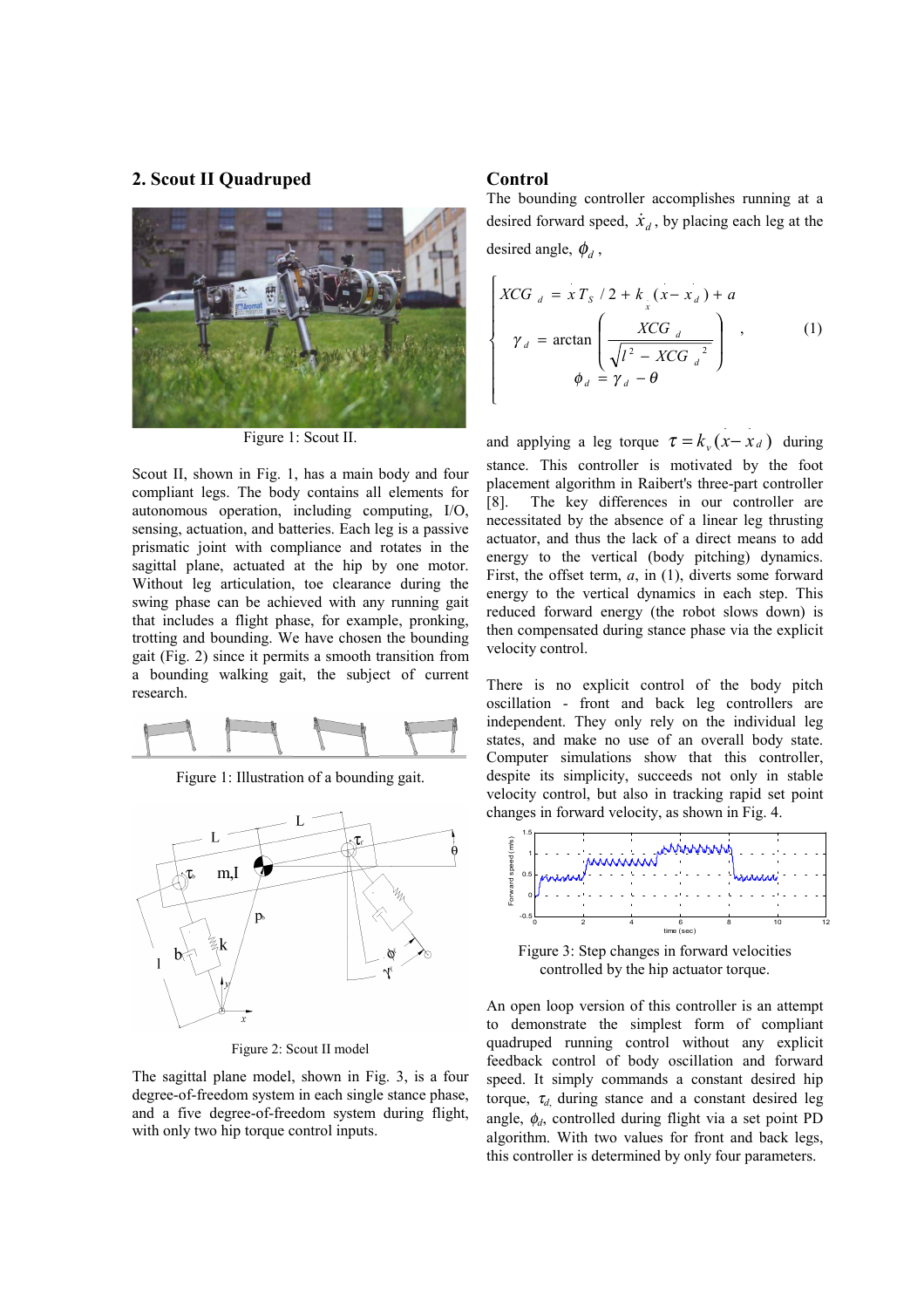## 2. Scout II Quadruped

Figure 1: Scout II.

Scout II, shown in Fig. 1, has a main body and four compliant legs. The body contains all elements for autonomous operation, including computing, I/O, sensing, actuation, and batteries. Each leg is a passive prismatic joint with compliance and rotates in the sagittal plane, actuated at the hip by one motor. Without leg articulation, toe clearance during the swing phase can be achieved with any running gait that includes a flight phase, for example, pronking, trotting and bounding. We have chosen the bounding gait (Fig. 2) since it permits a smooth transition from a bounding walking gait, the subject of current research.

Figure 1: Illustration of a bounding gait.

Figure 2: Scout II model

The sagittal plane model, shown in Fig. 3, is a four degree-of-freedom system in each single stance phase, and a five degree-of-freedom system during flight, with only two hip torque control inputs.

## Control

The bounding controller accomplishes running at a desired forward speed, $\dot{x}_d$, by placing each leg at the desired angle, $\phi_d$,

$$
\begin{cases}
XCG_d = \dot{x} T_S / 2 + k_x (\dot{x} - \dot{x}_d) + a \\
\gamma_d = \arctan\left(\dfrac{XCG_d}{\sqrt{l^2 - XCG_d^{\,2}}}\right) \\
\phi_d = \gamma_d - \theta
\end{cases}
, \qquad (1)
$$

and applying a leg torque $\tau = k_v(\dot{x} - \dot{x}_d)$ during stance. This controller is motivated by the foot placement algorithm in Raibert's three-part controller [8]. The key differences in our controller are necessitated by the absence of a linear leg thrusting actuator, and thus the lack of a direct means to add energy to the vertical (body pitching) dynamics. First, the offset term, $a$, in (1), diverts some forward energy to the vertical dynamics in each step. This reduced forward energy (the robot slows down) is then compensated during stance phase via the explicit velocity control.

There is no explicit control of the body pitch oscillation - front and back leg controllers are independent. They only rely on the individual leg states, and make no use of an overall body state. Computer simulations show that this controller, despite its simplicity, succeeds not only in stable velocity control, but also in tracking rapid set point changes in forward velocity, as shown in Fig. 4.

Figure 3: Step changes in forward velocities controlled by the hip actuator torque.

An open loop version of this controller is an attempt to demonstrate the simplest form of compliant quadruped running control without any explicit feedback control of body oscillation and forward speed. It simply commands a constant desired hip torque, $\tau_d$, during stance and a constant desired leg angle, $\phi_d$, controlled during flight via a set point PD algorithm. With two values for front and back legs, this controller is determined by only four parameters.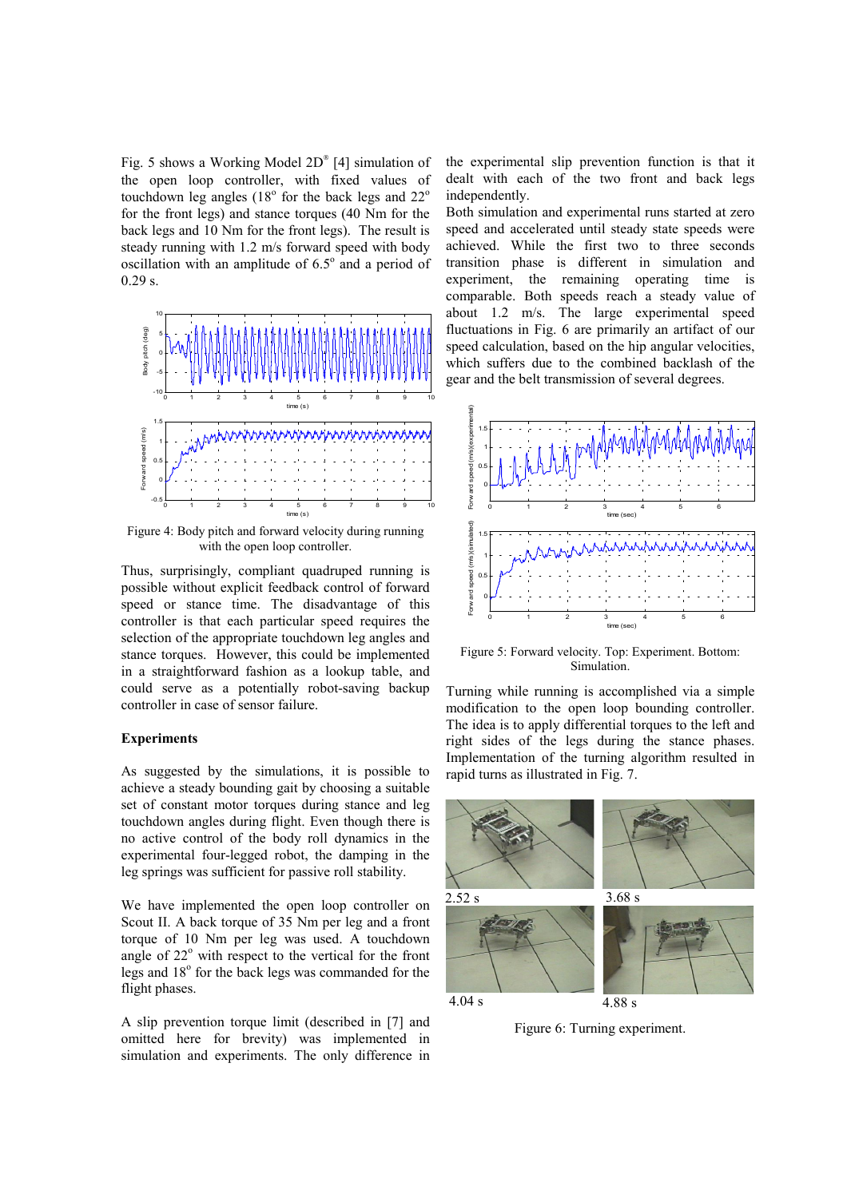Fig. 5 shows a Working Model 2D® [4] simulation of the open loop controller, with fixed values of touchdown leg angles (18° for the back legs and 22° for the front legs) and stance torques (40 Nm for the back legs and 10 Nm for the front legs). The result is steady running with 1.2 m/s forward speed with body oscillation with an amplitude of 6.5° and a period of 0.29 s.

Figure 4: Body pitch and forward velocity during running with the open loop controller.

Thus, surprisingly, compliant quadruped running is possible without explicit feedback control of forward speed or stance time. The disadvantage of this controller is that each particular speed requires the selection of the appropriate touchdown leg angles and stance torques. However, this could be implemented in a straightforward fashion as a lookup table, and could serve as a potentially robot-saving backup controller in case of sensor failure.

**Experiments**

As suggested by the simulations, it is possible to achieve a steady bounding gait by choosing a suitable set of constant motor torques during stance and leg touchdown angles during flight. Even though there is no active control of the body roll dynamics in the experimental four-legged robot, the damping in the leg springs was sufficient for passive roll stability.

We have implemented the open loop controller on Scout II. A back torque of 35 Nm per leg and a front torque of 10 Nm per leg was used. A touchdown angle of 22° with respect to the vertical for the front legs and 18° for the back legs was commanded for the flight phases.

A slip prevention torque limit (described in [7] and omitted here for brevity) was implemented in simulation and experiments. The only difference in the experimental slip prevention function is that it dealt with each of the two front and back legs independently.

Both simulation and experimental runs started at zero speed and accelerated until steady state speeds were achieved. While the first two to three seconds transition phase is different in simulation and experiment, the remaining operating time is comparable. Both speeds reach a steady value of about 1.2 m/s. The large experimental speed fluctuations in Fig. 6 are primarily an artifact of our speed calculation, based on the hip angular velocities, which suffers due to the combined backlash of the gear and the belt transmission of several degrees.

Figure 5: Forward velocity. Top: Experiment. Bottom: Simulation.

Turning while running is accomplished via a simple modification to the open loop bounding controller. The idea is to apply differential torques to the left and right sides of the legs during the stance phases. Implementation of the turning algorithm resulted in rapid turns as illustrated in Fig. 7.

2.52 s 3.68 s 4.04 s 4.88 s

Figure 6: Turning experiment.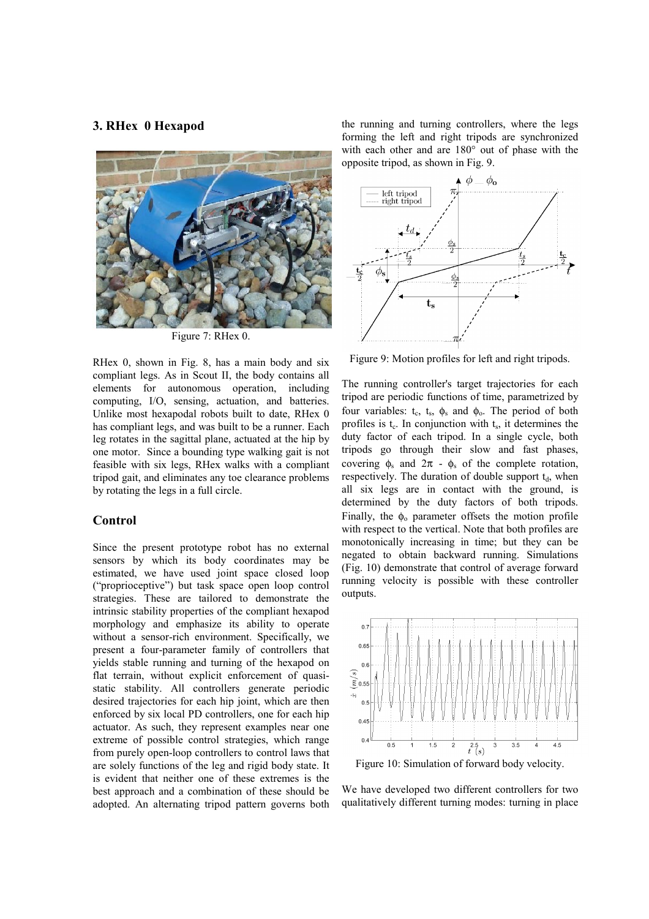## 3. RHex 0 Hexapod

Figure 7: RHex 0.

RHex 0, shown in Fig. 8, has a main body and six compliant legs. As in Scout II, the body contains all elements for autonomous operation, including computing, I/O, sensing, actuation, and batteries. Unlike most hexapodal robots built to date, RHex 0 has compliant legs, and was built to be a runner. Each leg rotates in the sagittal plane, actuated at the hip by one motor. Since a bounding type walking gait is not feasible with six legs, RHex walks with a compliant tripod gait, and eliminates any toe clearance problems by rotating the legs in a full circle.

### Control

Since the present prototype robot has no external sensors by which its body coordinates may be estimated, we have used joint space closed loop ("proprioceptive") but task space open loop control strategies. These are tailored to demonstrate the intrinsic stability properties of the compliant hexapod morphology and emphasize its ability to operate without a sensor-rich environment. Specifically, we present a four-parameter family of controllers that yields stable running and turning of the hexapod on flat terrain, without explicit enforcement of quasi-static stability. All controllers generate periodic desired trajectories for each hip joint, which are then enforced by six local PD controllers, one for each hip actuator. As such, they represent examples near one extreme of possible control strategies, which range from purely open-loop controllers to control laws that are solely functions of the leg and rigid body state. It is evident that neither one of these extremes is the best approach and a combination of these should be adopted. An alternating tripod pattern governs both the running and turning controllers, where the legs forming the left and right tripods are synchronized with each other and are 180° out of phase with the opposite tripod, as shown in Fig. 9.

Figure 9: Motion profiles for left and right tripods.

The running controller's target trajectories for each tripod are periodic functions of time, parametrized by four variables: $t_c$, $t_s$, $\phi_s$ and $\phi_o$. The period of both profiles is $t_c$. In conjunction with $t_s$, it determines the duty factor of each tripod. In a single cycle, both tripods go through their slow and fast phases, covering $\phi_s$ and $2\pi - \phi_s$ of the complete rotation, respectively. The duration of double support $t_d$, when all six legs are in contact with the ground, is determined by the duty factors of both tripods. Finally, the $\phi_o$ parameter offsets the motion profile with respect to the vertical. Note that both profiles are monotonically increasing in time; but they can be negated to obtain backward running. Simulations (Fig. 10) demonstrate that control of average forward running velocity is possible with these controller outputs.

Figure 10: Simulation of forward body velocity.

We have developed two different controllers for two qualitatively different turning modes: turning in place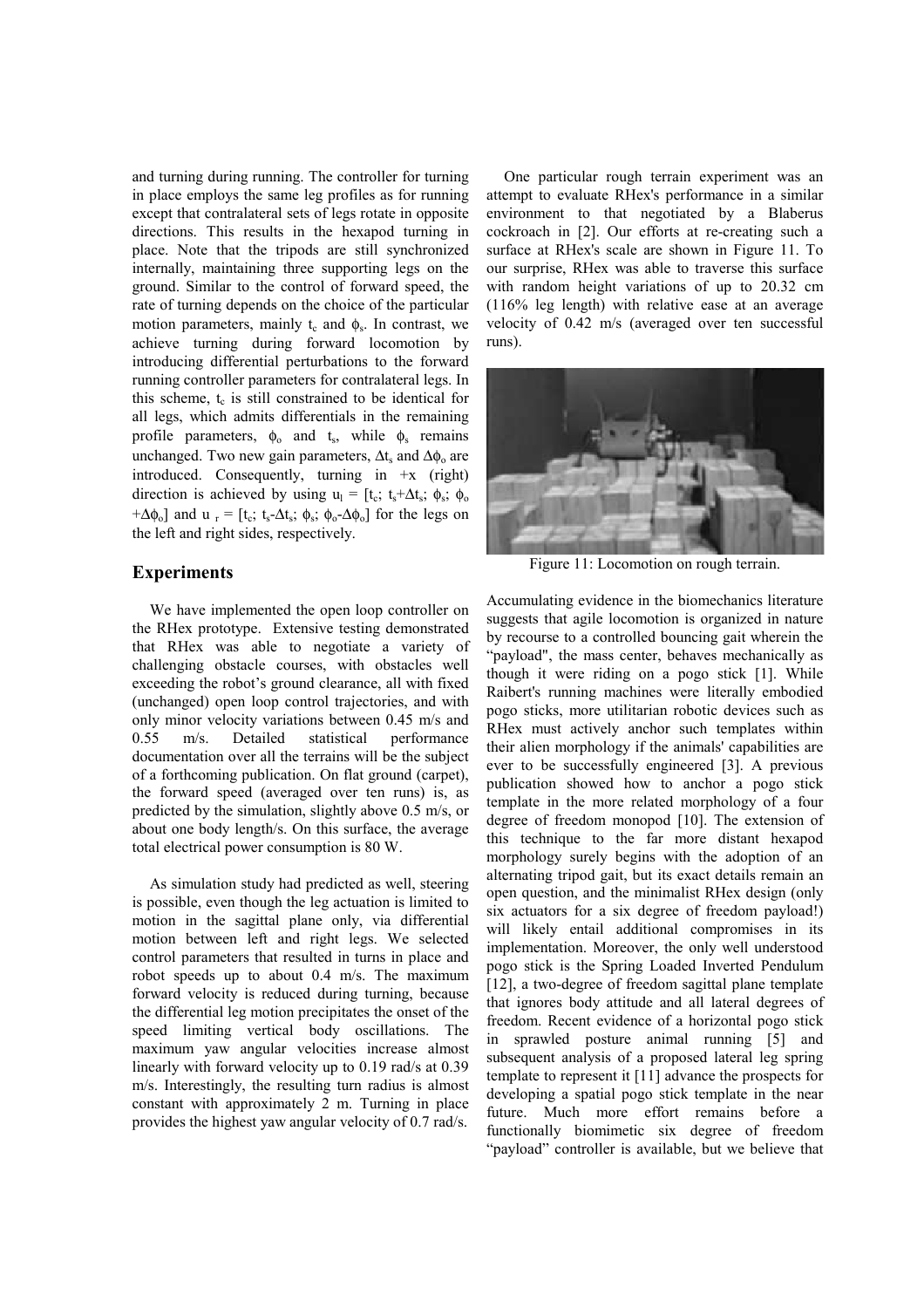and turning during running. The controller for turning in place employs the same leg profiles as for running except that contralateral sets of legs rotate in opposite directions. This results in the hexapod turning in place. Note that the tripods are still synchronized internally, maintaining three supporting legs on the ground. Similar to the control of forward speed, the rate of turning depends on the choice of the particular motion parameters, mainly $t_c$ and $\phi_s$. In contrast, we achieve turning during forward locomotion by introducing differential perturbations to the forward running controller parameters for contralateral legs. In this scheme, $t_c$ is still constrained to be identical for all legs, which admits differentials in the remaining profile parameters, $\phi_o$ and $t_s$, while $\phi_s$ remains unchanged. Two new gain parameters, $\Delta t_s$ and $\Delta\phi_o$ are introduced. Consequently, turning in +x (right) direction is achieved by using $u_l = [t_c; t_s+\Delta t_s; \phi_s; \phi_o +\Delta\phi_o]$ and $u_r = [t_c; t_s-\Delta t_s; \phi_s; \phi_o-\Delta\phi_o]$ for the legs on the left and right sides, respectively.

## Experiments

We have implemented the open loop controller on the RHex prototype. Extensive testing demonstrated that RHex was able to negotiate a variety of challenging obstacle courses, with obstacles well exceeding the robot's ground clearance, all with fixed (unchanged) open loop control trajectories, and with only minor velocity variations between 0.45 m/s and 0.55 m/s. Detailed statistical performance documentation over all the terrains will be the subject of a forthcoming publication. On flat ground (carpet), the forward speed (averaged over ten runs) is, as predicted by the simulation, slightly above 0.5 m/s, or about one body length/s. On this surface, the average total electrical power consumption is 80 W.

As simulation study had predicted as well, steering is possible, even though the leg actuation is limited to motion in the sagittal plane only, via differential motion between left and right legs. We selected control parameters that resulted in turns in place and robot speeds up to about 0.4 m/s. The maximum forward velocity is reduced during turning, because the differential leg motion precipitates the onset of the speed limiting vertical body oscillations. The maximum yaw angular velocities increase almost linearly with forward velocity up to 0.19 rad/s at 0.39 m/s. Interestingly, the resulting turn radius is almost constant with approximately 2 m. Turning in place provides the highest yaw angular velocity of 0.7 rad/s.

One particular rough terrain experiment was an attempt to evaluate RHex's performance in a similar environment to that negotiated by a Blaberus cockroach in [2]. Our efforts at re-creating such a surface at RHex's scale are shown in Figure 11. To our surprise, RHex was able to traverse this surface with random height variations of up to 20.32 cm (116% leg length) with relative ease at an average velocity of 0.42 m/s (averaged over ten successful runs).

Figure 11: Locomotion on rough terrain.

Accumulating evidence in the biomechanics literature suggests that agile locomotion is organized in nature by recourse to a controlled bouncing gait wherein the "payload", the mass center, behaves mechanically as though it were riding on a pogo stick [1]. While Raibert's running machines were literally embodied pogo sticks, more utilitarian robotic devices such as RHex must actively anchor such templates within their alien morphology if the animals' capabilities are ever to be successfully engineered [3]. A previous publication showed how to anchor a pogo stick template in the more related morphology of a four degree of freedom monopod [10]. The extension of this technique to the far more distant hexapod morphology surely begins with the adoption of an alternating tripod gait, but its exact details remain an open question, and the minimalist RHex design (only six actuators for a six degree of freedom payload!) will likely entail additional compromises in its implementation. Moreover, the only well understood pogo stick is the Spring Loaded Inverted Pendulum [12], a two-degree of freedom sagittal plane template that ignores body attitude and all lateral degrees of freedom. Recent evidence of a horizontal pogo stick in sprawled posture animal running [5] and subsequent analysis of a proposed lateral leg spring template to represent it [11] advance the prospects for developing a spatial pogo stick template in the near future. Much more effort remains before a functionally biomimetic six degree of freedom "payload" controller is available, but we believe that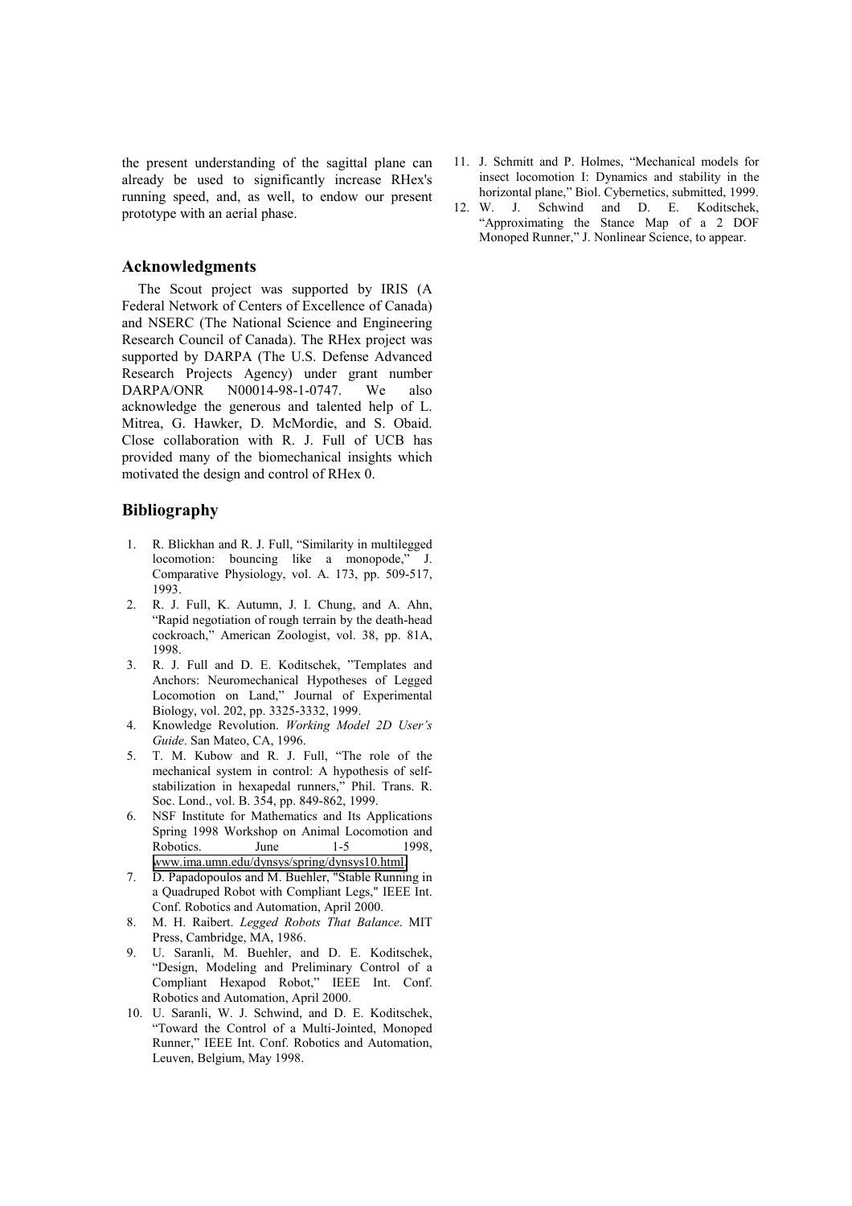the present understanding of the sagittal plane can already be used to significantly increase RHex's running speed, and, as well, to endow our present prototype with an aerial phase.

## Acknowledgments

The Scout project was supported by IRIS (A Federal Network of Centers of Excellence of Canada) and NSERC (The National Science and Engineering Research Council of Canada). The RHex project was supported by DARPA (The U.S. Defense Advanced Research Projects Agency) under grant number DARPA/ONR N00014-98-1-0747. We also acknowledge the generous and talented help of L. Mitrea, G. Hawker, D. McMordie, and S. Obaid. Close collaboration with R. J. Full of UCB has provided many of the biomechanical insights which motivated the design and control of RHex 0.

## Bibliography

1. R. Blickhan and R. J. Full, "Similarity in multilegged locomotion: bouncing like a monopode," J. Comparative Physiology, vol. A. 173, pp. 509-517, 1993.
2. R. J. Full, K. Autumn, J. I. Chung, and A. Ahn, "Rapid negotiation of rough terrain by the death-head cockroach," American Zoologist, vol. 38, pp. 81A, 1998.
3. R. J. Full and D. E. Koditschek, "Templates and Anchors: Neuromechanical Hypotheses of Legged Locomotion on Land," Journal of Experimental Biology, vol. 202, pp. 3325-3332, 1999.
4. Knowledge Revolution. *Working Model 2D User's Guide*. San Mateo, CA, 1996.
5. T. M. Kubow and R. J. Full, "The role of the mechanical system in control: A hypothesis of self-stabilization in hexapedal runners," Phil. Trans. R. Soc. Lond., vol. B. 354, pp. 849-862, 1999.
6. NSF Institute for Mathematics and Its Applications Spring 1998 Workshop on Animal Locomotion and Robotics. June 1-5 1998, www.ima.umn.edu/dynsys/spring/dynsys10.html.
7. D. Papadopoulos and M. Buehler, "Stable Running in a Quadruped Robot with Compliant Legs," IEEE Int. Conf. Robotics and Automation, April 2000.
8. M. H. Raibert. *Legged Robots That Balance*. MIT Press, Cambridge, MA, 1986.
9. U. Saranli, M. Buehler, and D. E. Koditschek, "Design, Modeling and Preliminary Control of a Compliant Hexapod Robot," IEEE Int. Conf. Robotics and Automation, April 2000.
10. U. Saranli, W. J. Schwind, and D. E. Koditschek, "Toward the Control of a Multi-Jointed, Monoped Runner," IEEE Int. Conf. Robotics and Automation, Leuven, Belgium, May 1998.
11. J. Schmitt and P. Holmes, "Mechanical models for insect locomotion I: Dynamics and stability in the horizontal plane," Biol. Cybernetics, submitted, 1999.
12. W. J. Schwind and D. E. Koditschek, "Approximating the Stance Map of a 2 DOF Monoped Runner," J. Nonlinear Science, to appear.